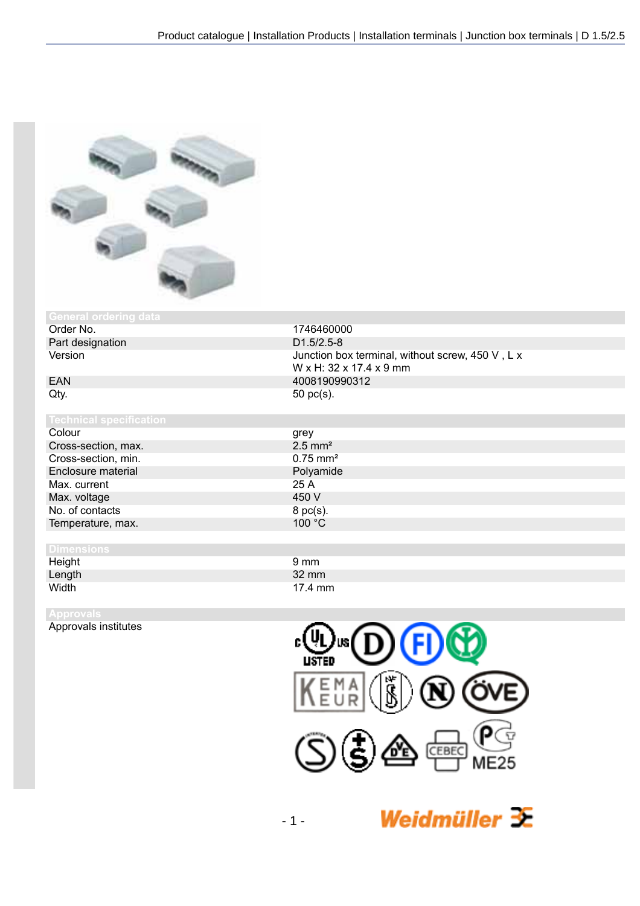## General ordering data

| | |
|---|---|
| Order No. | 1746460000 |
| Part designation | D1.5/2.5-8 |
| Version | Junction box terminal, without screw, 450 V , L x W x H: 32 x 17.4 x 9 mm |
| EAN | 4008190990312 |
| Qty. | 50 pc(s). |

## Technical specification

| | |
|---|---|
| Colour | grey |
| Cross-section, max. | 2.5 mm² |
| Cross-section, min. | 0.75 mm² |
| Enclosure material | Polyamide |
| Max. current | 25 A |
| Max. voltage | 450 V |
| No. of contacts | 8 pc(s). |
| Temperature, max. | 100 °C |

## Dimensions

| | |
|---|---|
| Height | 9 mm |
| Length | 32 mm |
| Width | 17.4 mm |

## Approvals

| | |
|---|---|
| Approvals institutes | |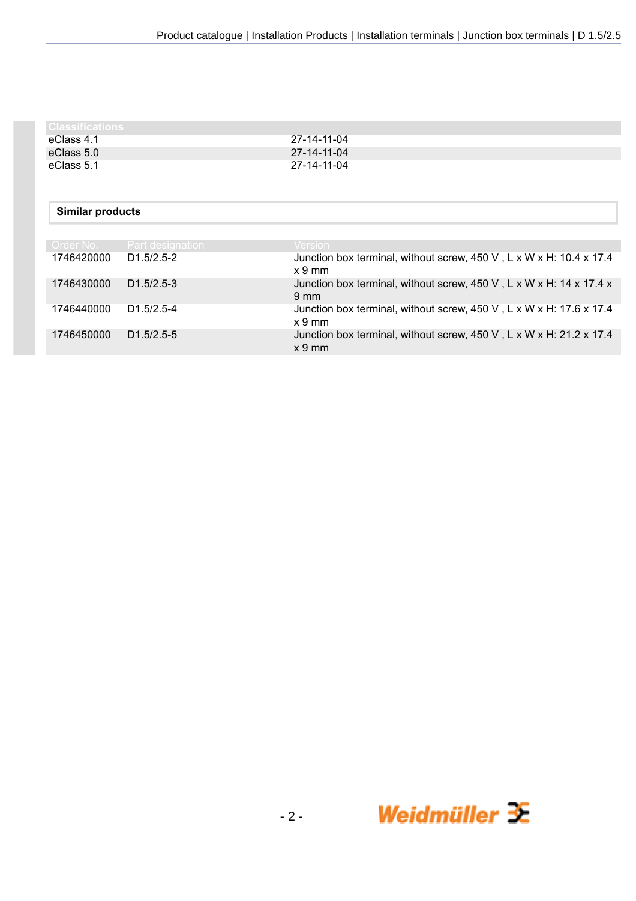## Classifications

| | |
|---|---|
| eClass 4.1 | 27-14-11-04 |
| eClass 5.0 | 27-14-11-04 |
| eClass 5.1 | 27-14-11-04 |

## Similar products

| Order No. | Part designation | Version |
|---|---|---|
| 1746420000 | D1.5/2.5-2 | Junction box terminal, without screw, 450 V , L x W x H: 10.4 x 17.4 x 9 mm |
| 1746430000 | D1.5/2.5-3 | Junction box terminal, without screw, 450 V , L x W x H: 14 x 17.4 x 9 mm |
| 1746440000 | D1.5/2.5-4 | Junction box terminal, without screw, 450 V , L x W x H: 17.6 x 17.4 x 9 mm |
| 1746450000 | D1.5/2.5-5 | Junction box terminal, without screw, 450 V , L x W x H: 21.2 x 17.4 x 9 mm |